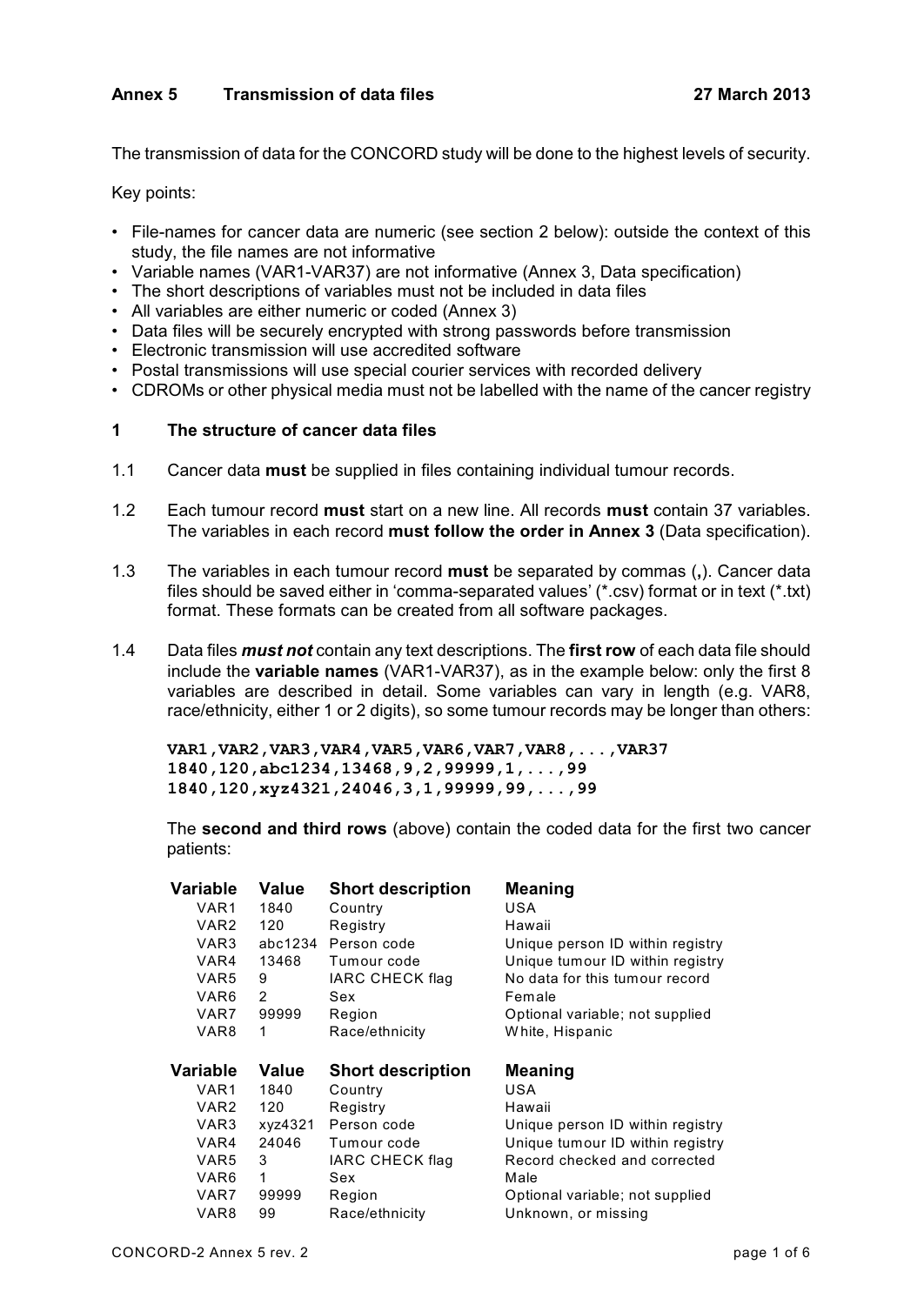**Annex 5 Transmission of data files 27 March 2013**

The transmission of data for the CONCORD study will be done to the highest levels of security.

Key points:

- File-names for cancer data are numeric (see section 2 below): outside the context of this study, the file names are not informative
- Variable names (VAR1-VAR37) are not informative (Annex 3, Data specification)
- The short descriptions of variables must not be included in data files
- All variables are either numeric or coded (Annex 3)
- Data files will be securely encrypted with strong passwords before transmission
- Electronic transmission will use accredited software
- Postal transmissions will use special courier services with recorded delivery
- CDROMs or other physical media must not be labelled with the name of the cancer registry

## 1 The structure of cancer data files

1.1 Cancer data **must** be supplied in files containing individual tumour records.

1.2 Each tumour record **must** start on a new line. All records **must** contain 37 variables. The variables in each record **must follow the order in Annex 3** (Data specification).

1.3 The variables in each tumour record **must** be separated by commas (**,**). Cancer data files should be saved either in 'comma-separated values' (*.csv) format or in text (*.txt) format. These formats can be created from all software packages.

1.4 Data files ***must not*** contain any text descriptions. The **first row** of each data file should include the **variable names** (VAR1-VAR37), as in the example below: only the first 8 variables are described in detail. Some variables can vary in length (e.g. VAR8, race/ethnicity, either 1 or 2 digits), so some tumour records may be longer than others:

```
VAR1,VAR2,VAR3,VAR4,VAR5,VAR6,VAR7,VAR8,...,VAR37
1840,120,abc1234,13468,9,2,99999,1,...,99
1840,120,xyz4321,24046,3,1,99999,99,...,99
```

The **second and third rows** (above) contain the coded data for the first two cancer patients:

| Variable | Value | Short description | Meaning |
|---|---|---|---|
| VAR1 | 1840 | Country | USA |
| VAR2 | 120 | Registry | Hawaii |
| VAR3 | abc1234 | Person code | Unique person ID within registry |
| VAR4 | 13468 | Tumour code | Unique tumour ID within registry |
| VAR5 | 9 | IARC CHECK flag | No data for this tumour record |
| VAR6 | 2 | Sex | Female |
| VAR7 | 99999 | Region | Optional variable; not supplied |
| VAR8 | 1 | Race/ethnicity | White, Hispanic |

| Variable | Value | Short description | Meaning |
|---|---|---|---|
| VAR1 | 1840 | Country | USA |
| VAR2 | 120 | Registry | Hawaii |
| VAR3 | xyz4321 | Person code | Unique person ID within registry |
| VAR4 | 24046 | Tumour code | Unique tumour ID within registry |
| VAR5 | 3 | IARC CHECK flag | Record checked and corrected |
| VAR6 | 1 | Sex | Male |
| VAR7 | 99999 | Region | Optional variable; not supplied |
| VAR8 | 99 | Race/ethnicity | Unknown, or missing |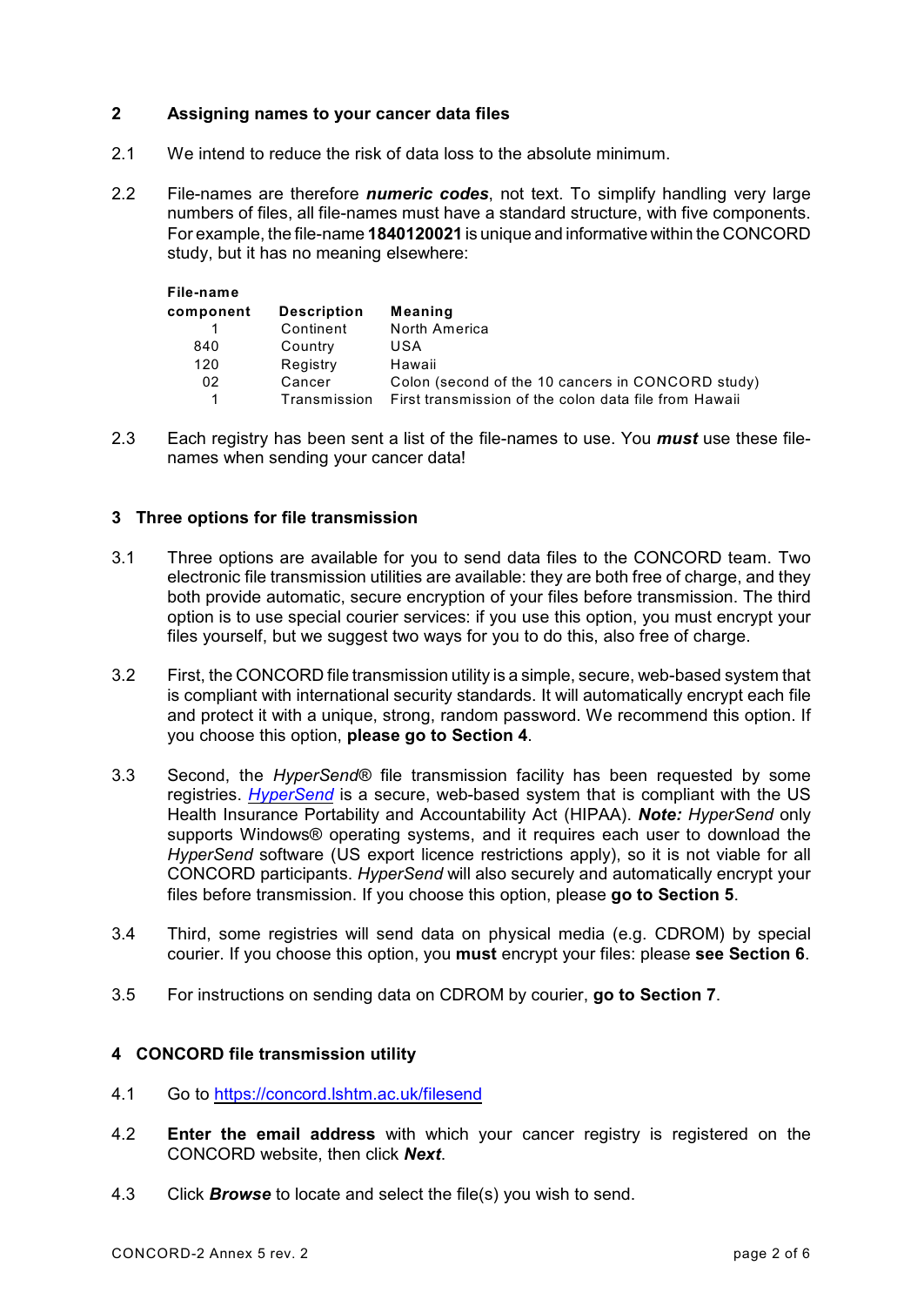## 2 Assigning names to your cancer data files

2.1 We intend to reduce the risk of data loss to the absolute minimum.

2.2 File-names are therefore ***numeric codes***, not text. To simplify handling very large numbers of files, all file-names must have a standard structure, with five components. For example, the file-name **1840120021** is unique and informative within the CONCORD study, but it has no meaning elsewhere:

| File-name component | Description | Meaning |
|---|---|---|
| 1 | Continent | North America |
| 840 | Country | USA |
| 120 | Registry | Hawaii |
| 02 | Cancer | Colon (second of the 10 cancers in CONCORD study) |
| 1 | Transmission | First transmission of the colon data file from Hawaii |

2.3 Each registry has been sent a list of the file-names to use. You ***must*** use these file-names when sending your cancer data!

## 3 Three options for file transmission

3.1 Three options are available for you to send data files to the CONCORD team. Two electronic file transmission utilities are available: they are both free of charge, and they both provide automatic, secure encryption of your files before transmission. The third option is to use special courier services: if you use this option, you must encrypt your files yourself, but we suggest two ways for you to do this, also free of charge.

3.2 First, the CONCORD file transmission utility is a simple, secure, web-based system that is compliant with international security standards. It will automatically encrypt each file and protect it with a unique, strong, random password. We recommend this option. If you choose this option, **please go to Section 4**.

3.3 Second, the *HyperSend*® file transmission facility has been requested by some registries. *HyperSend* is a secure, web-based system that is compliant with the US Health Insurance Portability and Accountability Act (HIPAA). ***Note:*** *HyperSend* only supports Windows® operating systems, and it requires each user to download the *HyperSend* software (US export licence restrictions apply), so it is not viable for all CONCORD participants. *HyperSend* will also securely and automatically encrypt your files before transmission. If you choose this option, please **go to Section 5**.

3.4 Third, some registries will send data on physical media (e.g. CDROM) by special courier. If you choose this option, you **must** encrypt your files: please **see Section 6**.

3.5 For instructions on sending data on CDROM by courier, **go to Section 7**.

## 4 CONCORD file transmission utility

4.1 Go to https://concord.lshtm.ac.uk/filesend

4.2 **Enter the email address** with which your cancer registry is registered on the CONCORD website, then click ***Next***.

4.3 Click ***Browse*** to locate and select the file(s) you wish to send.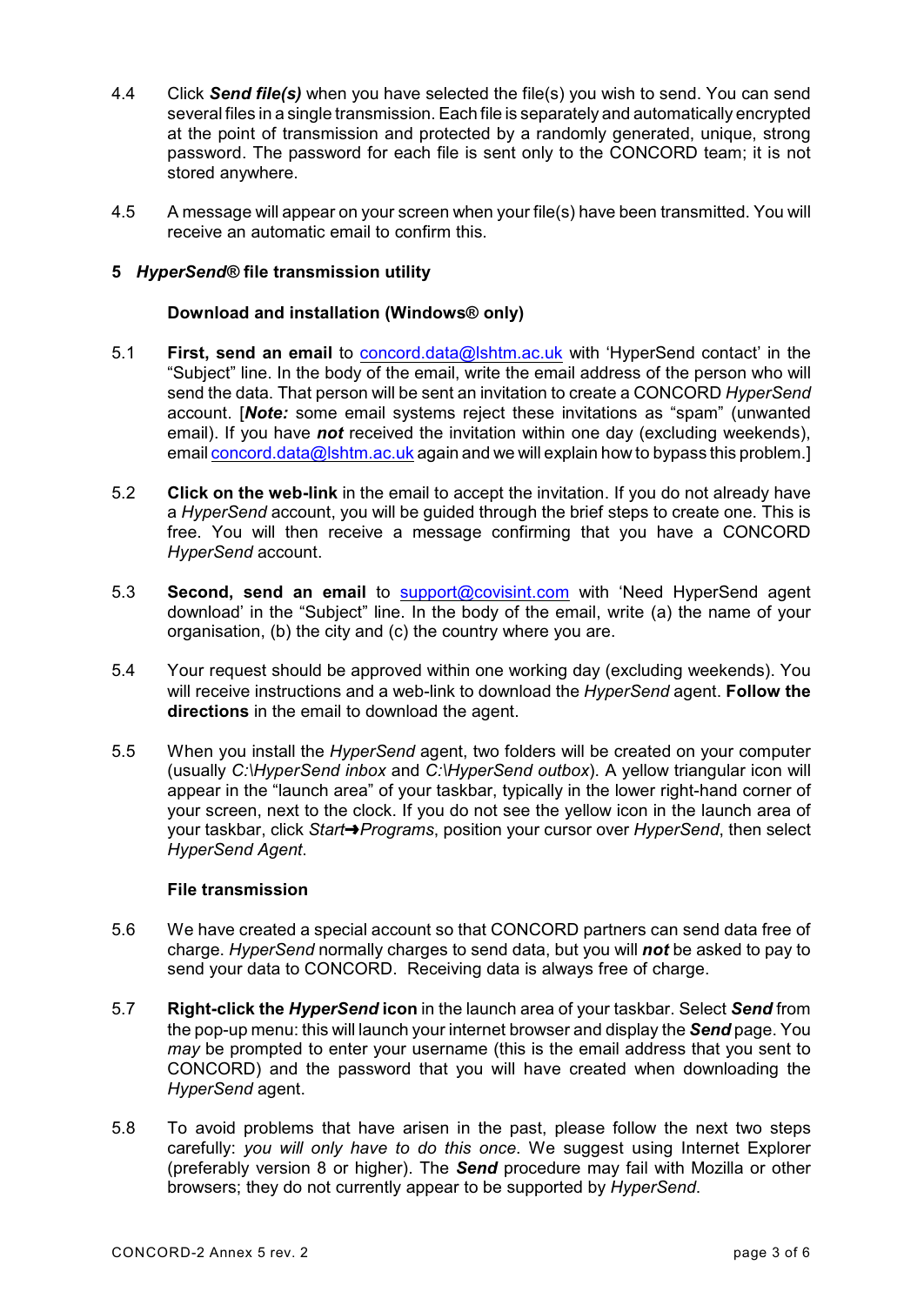4.4 Click ***Send file(s)*** when you have selected the file(s) you wish to send. You can send several files in a single transmission. Each file is separately and automatically encrypted at the point of transmission and protected by a randomly generated, unique, strong password. The password for each file is sent only to the CONCORD team; it is not stored anywhere.

4.5 A message will appear on your screen when your file(s) have been transmitted. You will receive an automatic email to confirm this.

## 5 *HyperSend*® file transmission utility

### Download and installation (Windows® only)

5.1 **First, send an email** to concord.data@lshtm.ac.uk with 'HyperSend contact' in the "Subject" line. In the body of the email, write the email address of the person who will send the data. That person will be sent an invitation to create a CONCORD *HyperSend* account. [***Note:*** some email systems reject these invitations as "spam" (unwanted email). If you have ***not*** received the invitation within one day (excluding weekends), email concord.data@lshtm.ac.uk again and we will explain how to bypass this problem.]

5.2 **Click on the web-link** in the email to accept the invitation. If you do not already have a *HyperSend* account, you will be guided through the brief steps to create one. This is free. You will then receive a message confirming that you have a CONCORD *HyperSend* account.

5.3 **Second, send an email** to support@covisint.com with 'Need HyperSend agent download' in the "Subject" line. In the body of the email, write (a) the name of your organisation, (b) the city and (c) the country where you are.

5.4 Your request should be approved within one working day (excluding weekends). You will receive instructions and a web-link to download the *HyperSend* agent. **Follow the directions** in the email to download the agent.

5.5 When you install the *HyperSend* agent, two folders will be created on your computer (usually *C:\HyperSend inbox* and *C:\HyperSend outbox*). A yellow triangular icon will appear in the "launch area" of your taskbar, typically in the lower right-hand corner of your screen, next to the clock. If you do not see the yellow icon in the launch area of your taskbar, click *Start➜Programs*, position your cursor over *HyperSend*, then select *HyperSend Agent*.

### File transmission

5.6 We have created a special account so that CONCORD partners can send data free of charge. *HyperSend* normally charges to send data, but you will ***not*** be asked to pay to send your data to CONCORD. Receiving data is always free of charge.

5.7 **Right-click the *HyperSend* icon** in the launch area of your taskbar. Select ***Send*** from the pop-up menu: this will launch your internet browser and display the ***Send*** page. You *may* be prompted to enter your username (this is the email address that you sent to CONCORD) and the password that you will have created when downloading the *HyperSend* agent.

5.8 To avoid problems that have arisen in the past, please follow the next two steps carefully: *you will only have to do this once*. We suggest using Internet Explorer (preferably version 8 or higher). The ***Send*** procedure may fail with Mozilla or other browsers; they do not currently appear to be supported by *HyperSend*.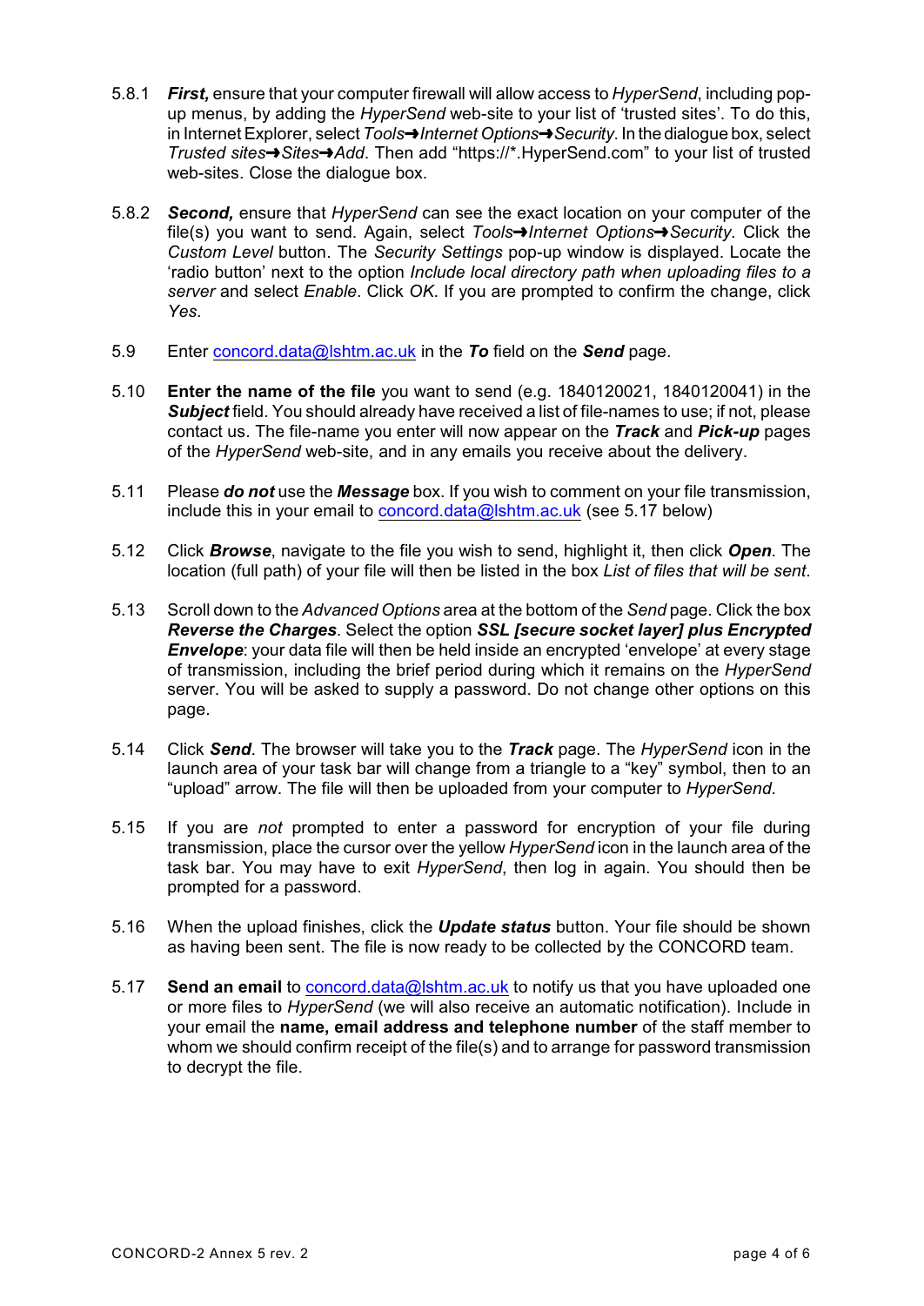5.8.1 ***First,*** ensure that your computer firewall will allow access to *HyperSend*, including pop-up menus, by adding the *HyperSend* web-site to your list of 'trusted sites'. To do this, in Internet Explorer, select *Tools*➜*Internet Options*➜*Security*. In the dialogue box, select *Trusted sites*➜*Sites*➜*Add*. Then add "https://*.HyperSend.com" to your list of trusted web-sites. Close the dialogue box.

5.8.2 ***Second,*** ensure that *HyperSend* can see the exact location on your computer of the file(s) you want to send. Again, select *Tools*➜*Internet Options*➜*Security*. Click the *Custom Level* button. The *Security Settings* pop-up window is displayed. Locate the 'radio button' next to the option *Include local directory path when uploading files to a server* and select *Enable*. Click *OK*. If you are prompted to confirm the change, click *Yes*.

5.9 Enter concord.data@lshtm.ac.uk in the ***To*** field on the ***Send*** page.

5.10 **Enter the name of the file** you want to send (e.g. 1840120021, 1840120041) in the ***Subject*** field. You should already have received a list of file-names to use; if not, please contact us. The file-name you enter will now appear on the ***Track*** and ***Pick-up*** pages of the *HyperSend* web-site, and in any emails you receive about the delivery.

5.11 Please ***do not*** use the ***Message*** box. If you wish to comment on your file transmission, include this in your email to concord.data@lshtm.ac.uk (see 5.17 below)

5.12 Click ***Browse***, navigate to the file you wish to send, highlight it, then click ***Open***. The location (full path) of your file will then be listed in the box *List of files that will be sent*.

5.13 Scroll down to the *Advanced Options* area at the bottom of the *Send* page. Click the box ***Reverse the Charges***. Select the option ***SSL [secure socket layer] plus Encrypted Envelope***: your data file will then be held inside an encrypted 'envelope' at every stage of transmission, including the brief period during which it remains on the *HyperSend* server. You will be asked to supply a password. Do not change other options on this page.

5.14 Click ***Send***. The browser will take you to the ***Track*** page. The *HyperSend* icon in the launch area of your task bar will change from a triangle to a "key" symbol, then to an "upload" arrow. The file will then be uploaded from your computer to *HyperSend*.

5.15 If you are *not* prompted to enter a password for encryption of your file during transmission, place the cursor over the yellow *HyperSend* icon in the launch area of the task bar. You may have to exit *HyperSend*, then log in again. You should then be prompted for a password.

5.16 When the upload finishes, click the ***Update status*** button. Your file should be shown as having been sent. The file is now ready to be collected by the CONCORD team.

5.17 **Send an email** to concord.data@lshtm.ac.uk to notify us that you have uploaded one or more files to *HyperSend* (we will also receive an automatic notification). Include in your email the **name, email address and telephone number** of the staff member to whom we should confirm receipt of the file(s) and to arrange for password transmission to decrypt the file.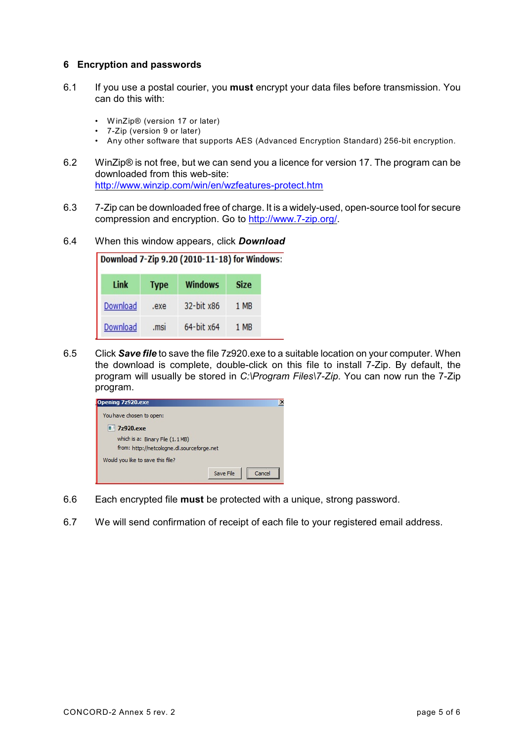## 6 Encryption and passwords

6.1 If you use a postal courier, you **must** encrypt your data files before transmission. You can do this with:

- WinZip® (version 17 or later)
- 7-Zip (version 9 or later)
- Any other software that supports AES (Advanced Encryption Standard) 256-bit encryption.

6.2 WinZip® is not free, but we can send you a licence for version 17. The program can be downloaded from this web-site: http://www.winzip.com/win/en/wzfeatures-protect.htm

6.3 7-Zip can be downloaded free of charge. It is a widely-used, open-source tool for secure compression and encryption. Go to http://www.7-zip.org/.

6.4 When this window appears, click ***Download***

**Download 7-Zip 9.20 (2010-11-18) for Windows:**

| Link | Type | Windows | Size |
|---|---|---|---|
| Download | .exe | 32-bit x86 | 1 MB |
| Download | .msi | 64-bit x64 | 1 MB |

6.5 Click ***Save file*** to save the file 7z920.exe to a suitable location on your computer. When the download is complete, double-click on this file to install 7-Zip. By default, the program will usually be stored in *C:\Program Files\7-Zip*. You can now run the 7-Zip program.

Opening 7z920.exe

You have chosen to open:

7z920.exe

which is a: Binary File (1.1 MB)
from: http://netcologne.dl.sourceforge.net

Would you like to save this file?

Save File | Cancel

6.6 Each encrypted file **must** be protected with a unique, strong password.

6.7 We will send confirmation of receipt of each file to your registered email address.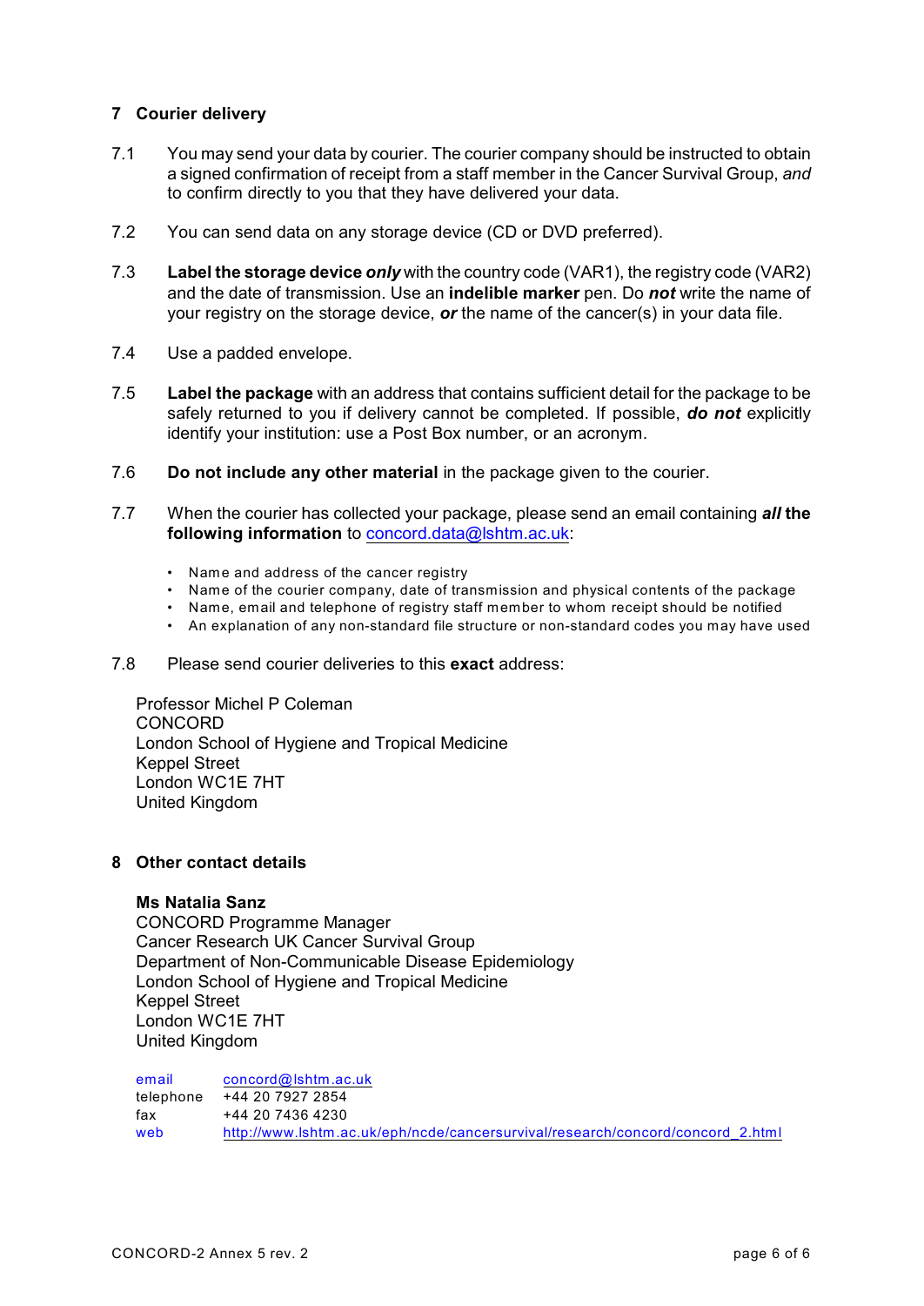## 7 Courier delivery

7.1 You may send your data by courier. The courier company should be instructed to obtain a signed confirmation of receipt from a staff member in the Cancer Survival Group, *and* to confirm directly to you that they have delivered your data.

7.2 You can send data on any storage device (CD or DVD preferred).

7.3 **Label the storage device *only*** with the country code (VAR1), the registry code (VAR2) and the date of transmission. Use an **indelible marker** pen. Do ***not*** write the name of your registry on the storage device, ***or*** the name of the cancer(s) in your data file.

7.4 Use a padded envelope.

7.5 **Label the package** with an address that contains sufficient detail for the package to be safely returned to you if delivery cannot be completed. If possible, ***do not*** explicitly identify your institution: use a Post Box number, or an acronym.

7.6 **Do not include any other material** in the package given to the courier.

7.7 When the courier has collected your package, please send an email containing ***all* the following information** to concord.data@lshtm.ac.uk:

- Name and address of the cancer registry
- Name of the courier company, date of transmission and physical contents of the package
- Name, email and telephone of registry staff member to whom receipt should be notified
- An explanation of any non-standard file structure or non-standard codes you may have used

7.8 Please send courier deliveries to this **exact** address:

Professor Michel P Coleman
CONCORD
London School of Hygiene and Tropical Medicine
Keppel Street
London WC1E 7HT
United Kingdom

## 8 Other contact details

**Ms Natalia Sanz**
CONCORD Programme Manager
Cancer Research UK Cancer Survival Group
Department of Non-Communicable Disease Epidemiology
London School of Hygiene and Tropical Medicine
Keppel Street
London WC1E 7HT
United Kingdom

| | |
|---|---|
| email | concord@lshtm.ac.uk |
| telephone | +44 20 7927 2854 |
| fax | +44 20 7436 4230 |
| web | http://www.lshtm.ac.uk/eph/ncde/cancersurvival/research/concord/concord_2.html |